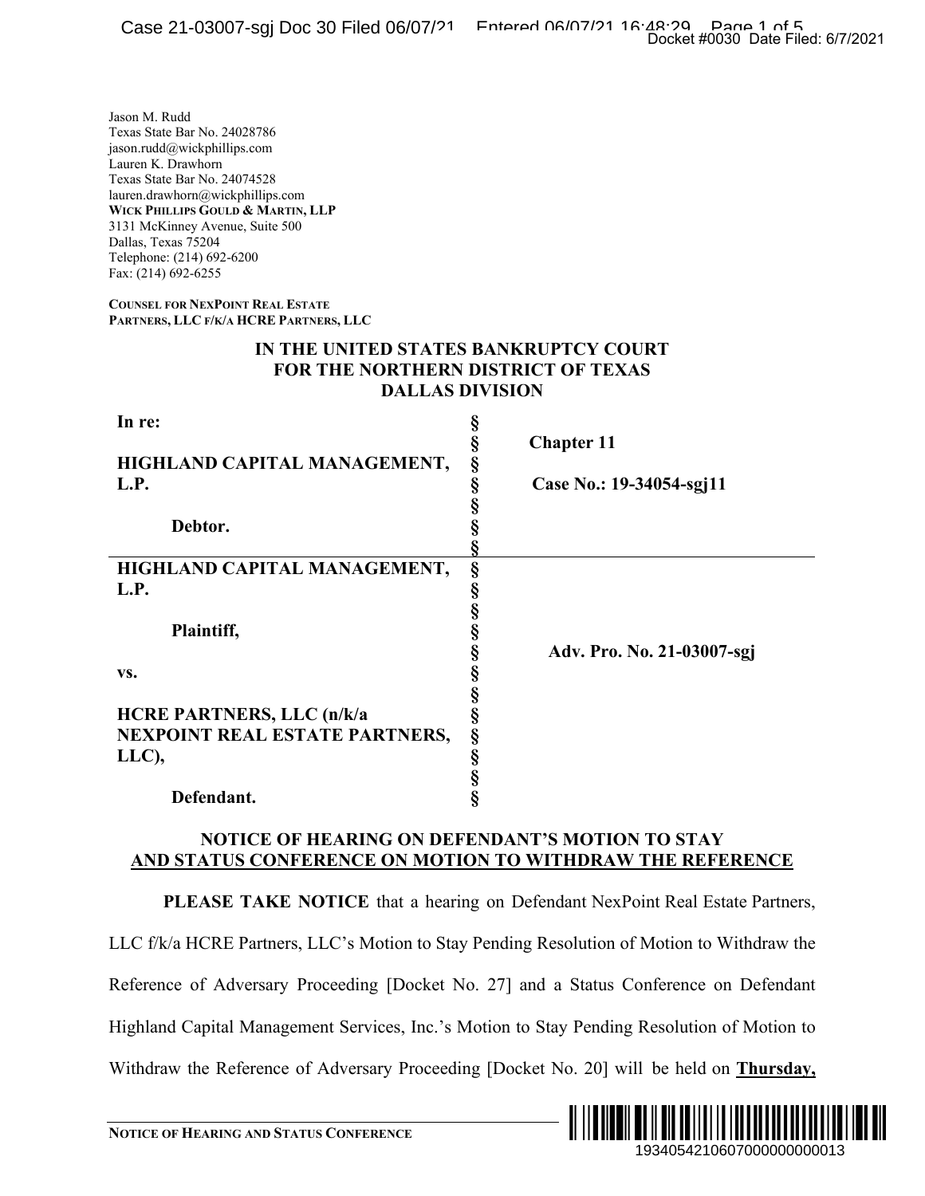Jason M. Rudd
Texas State Bar No. 24028786
jason.rudd@wickphillips.com
Lauren K. Drawhorn
Texas State Bar No. 24074528
lauren.drawhorn@wickphillips.com
**WICK PHILLIPS GOULD & MARTIN, LLP**
3131 McKinney Avenue, Suite 500
Dallas, Texas 75204
Telephone: (214) 692-6200
Fax: (214) 692-6255

**COUNSEL FOR NEXPOINT REAL ESTATE PARTNERS, LLC F/K/A HCRE PARTNERS, LLC**

**IN THE UNITED STATES BANKRUPTCY COURT**
**FOR THE NORTHERN DISTRICT OF TEXAS**
**DALLAS DIVISION**

| | | |
|---|---|---|
| **In re:** <br><br> **HIGHLAND CAPITAL MANAGEMENT, L.P.** <br><br> **Debtor.** | § | **Chapter 11** <br><br> **Case No.: 19-34054-sgj11** |
| **HIGHLAND CAPITAL MANAGEMENT, L.P.** <br><br> **Plaintiff,** <br><br> **vs.** <br><br> **HCRE PARTNERS, LLC (n/k/a NEXPOINT REAL ESTATE PARTNERS, LLC),** <br><br> **Defendant.** | § | **Adv. Pro. No. 21-03007-sgj** |

## NOTICE OF HEARING ON DEFENDANT'S MOTION TO STAY AND STATUS CONFERENCE ON MOTION TO WITHDRAW THE REFERENCE

**PLEASE TAKE NOTICE** that a hearing on Defendant NexPoint Real Estate Partners, LLC f/k/a HCRE Partners, LLC's Motion to Stay Pending Resolution of Motion to Withdraw the Reference of Adversary Proceeding [Docket No. 27] and a Status Conference on Defendant Highland Capital Management Services, Inc.'s Motion to Stay Pending Resolution of Motion to Withdraw the Reference of Adversary Proceeding [Docket No. 20] will be held on **Thursday,**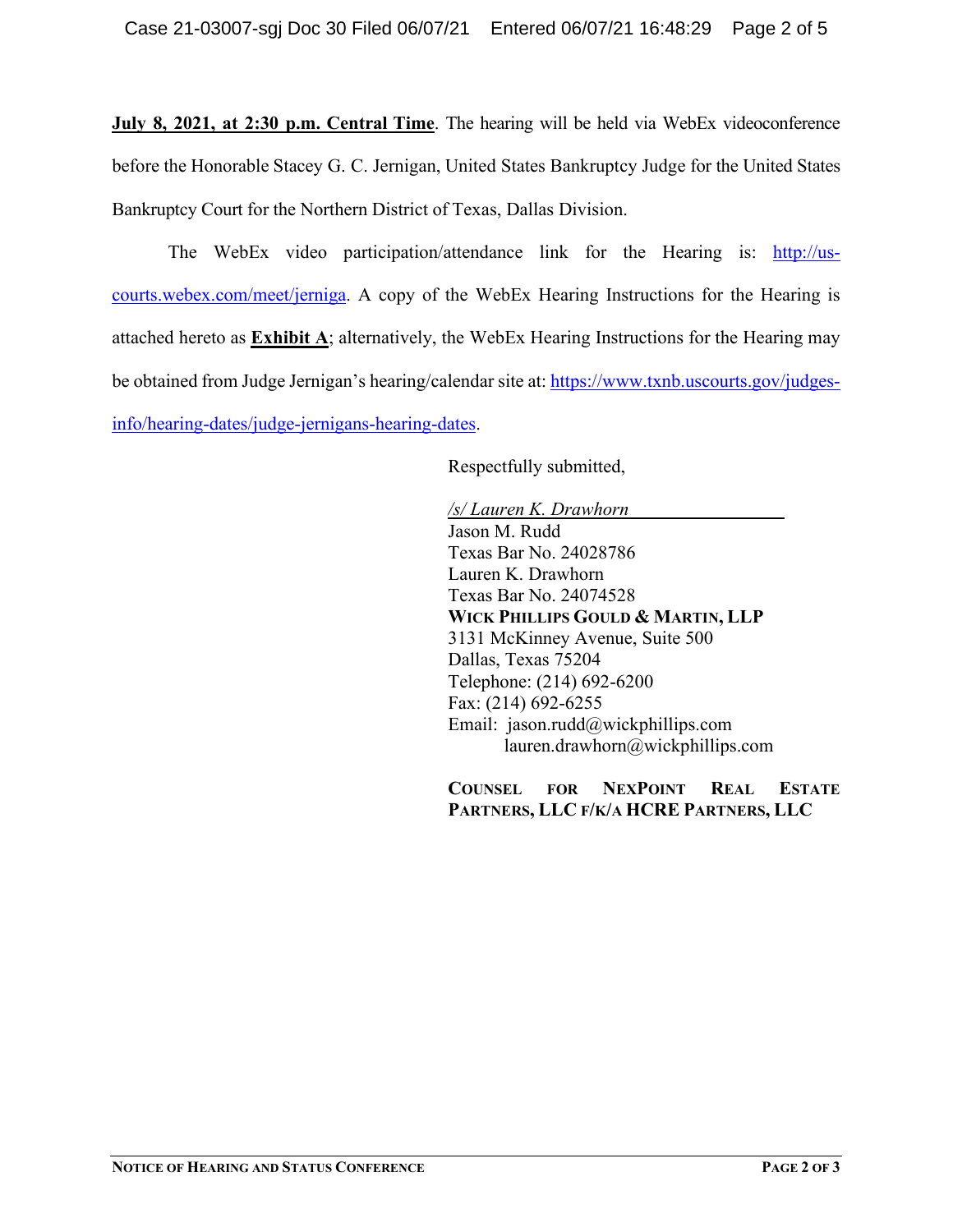**July 8, 2021, at 2:30 p.m. Central Time**. The hearing will be held via WebEx videoconference before the Honorable Stacey G. C. Jernigan, United States Bankruptcy Judge for the United States Bankruptcy Court for the Northern District of Texas, Dallas Division.

The WebEx video participation/attendance link for the Hearing is: http://us-courts.webex.com/meet/jerniga. A copy of the WebEx Hearing Instructions for the Hearing is attached hereto as **Exhibit A**; alternatively, the WebEx Hearing Instructions for the Hearing may be obtained from Judge Jernigan's hearing/calendar site at: https://www.txnb.uscourts.gov/judges-info/hearing-dates/judge-jernigans-hearing-dates.

Respectfully submitted,

*/s/ Lauren K. Drawhorn*
Jason M. Rudd
Texas Bar No. 24028786
Lauren K. Drawhorn
Texas Bar No. 24074528
**WICK PHILLIPS GOULD & MARTIN, LLP**
3131 McKinney Avenue, Suite 500
Dallas, Texas 75204
Telephone: (214) 692-6200
Fax: (214) 692-6255
Email: jason.rudd@wickphillips.com
lauren.drawhorn@wickphillips.com

**COUNSEL FOR NEXPOINT REAL ESTATE PARTNERS, LLC F/K/A HCRE PARTNERS, LLC**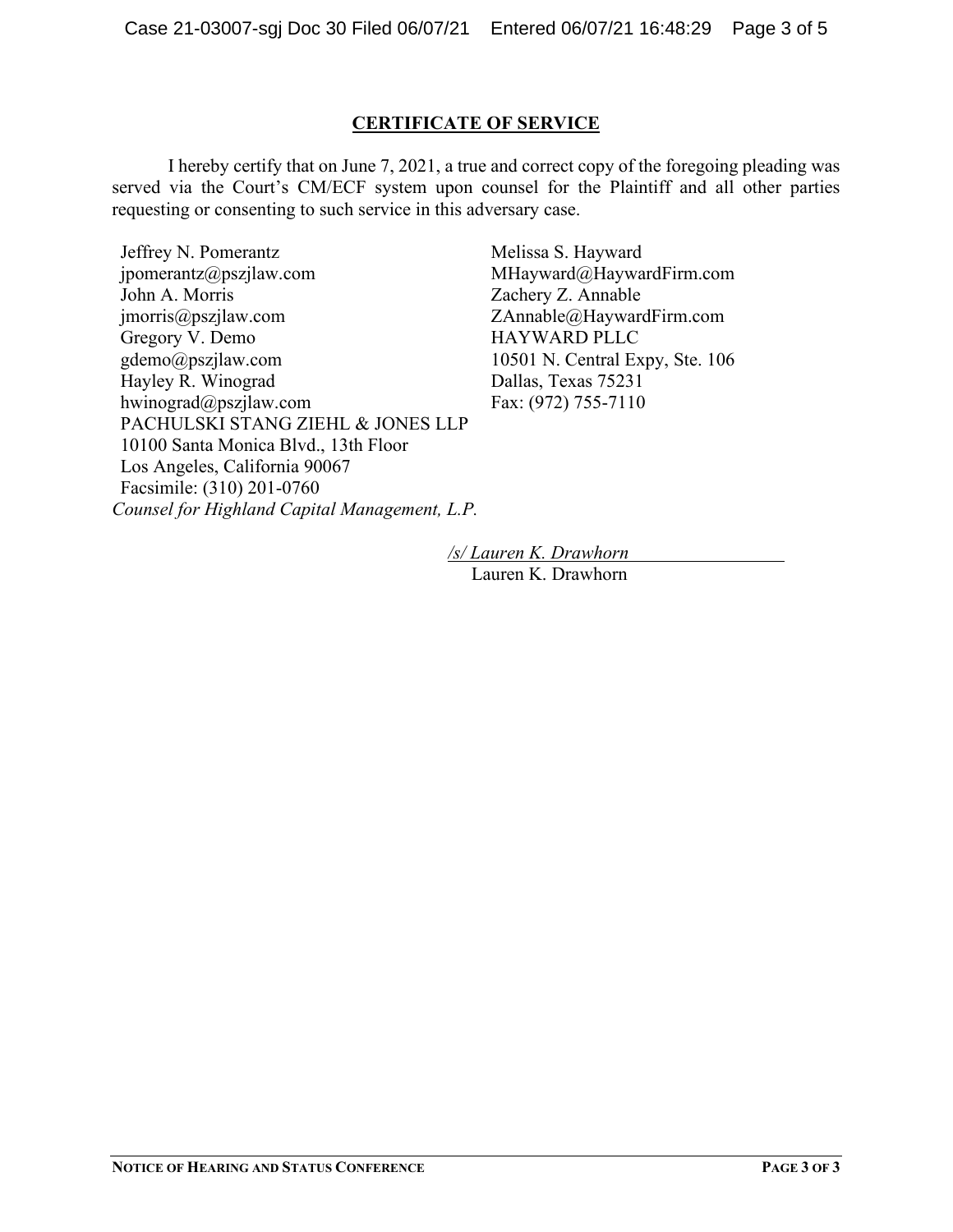## CERTIFICATE OF SERVICE

I hereby certify that on June 7, 2021, a true and correct copy of the foregoing pleading was served via the Court's CM/ECF system upon counsel for the Plaintiff and all other parties requesting or consenting to such service in this adversary case.

Jeffrey N. Pomerantz
jpomerantz@pszjlaw.com
John A. Morris
jmorris@pszjlaw.com
Gregory V. Demo
gdemo@pszjlaw.com
Hayley R. Winograd
hwinograd@pszjlaw.com
PACHULSKI STANG ZIEHL & JONES LLP
10100 Santa Monica Blvd., 13th Floor
Los Angeles, California 90067
Facsimile: (310) 201-0760
*Counsel for Highland Capital Management, L.P.*

Melissa S. Hayward
MHayward@HaywardFirm.com
Zachery Z. Annable
ZAnnable@HaywardFirm.com
HAYWARD PLLC
10501 N. Central Expy, Ste. 106
Dallas, Texas 75231
Fax: (972) 755-7110

*/s/ Lauren K. Drawhorn*
Lauren K. Drawhorn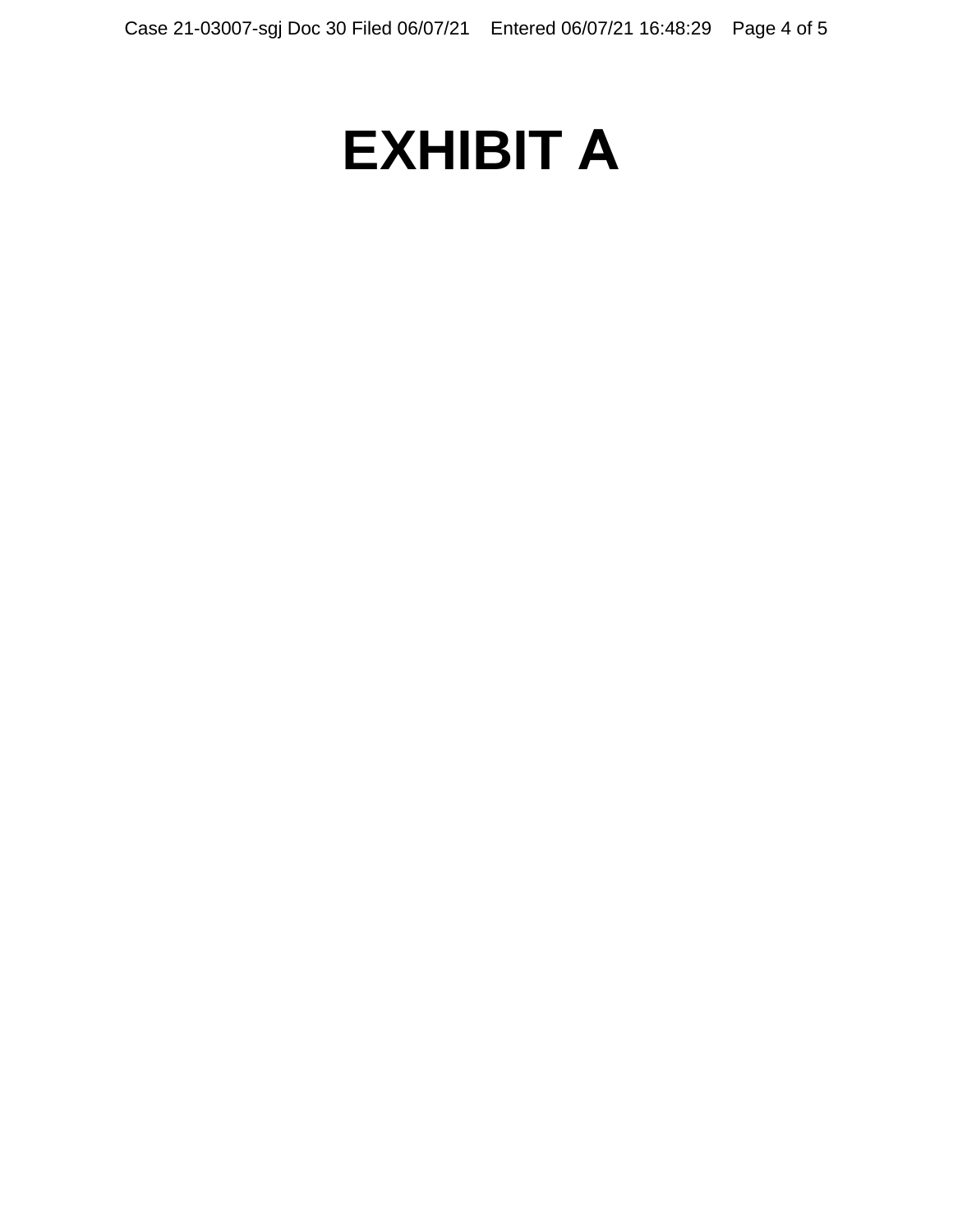# EXHIBIT A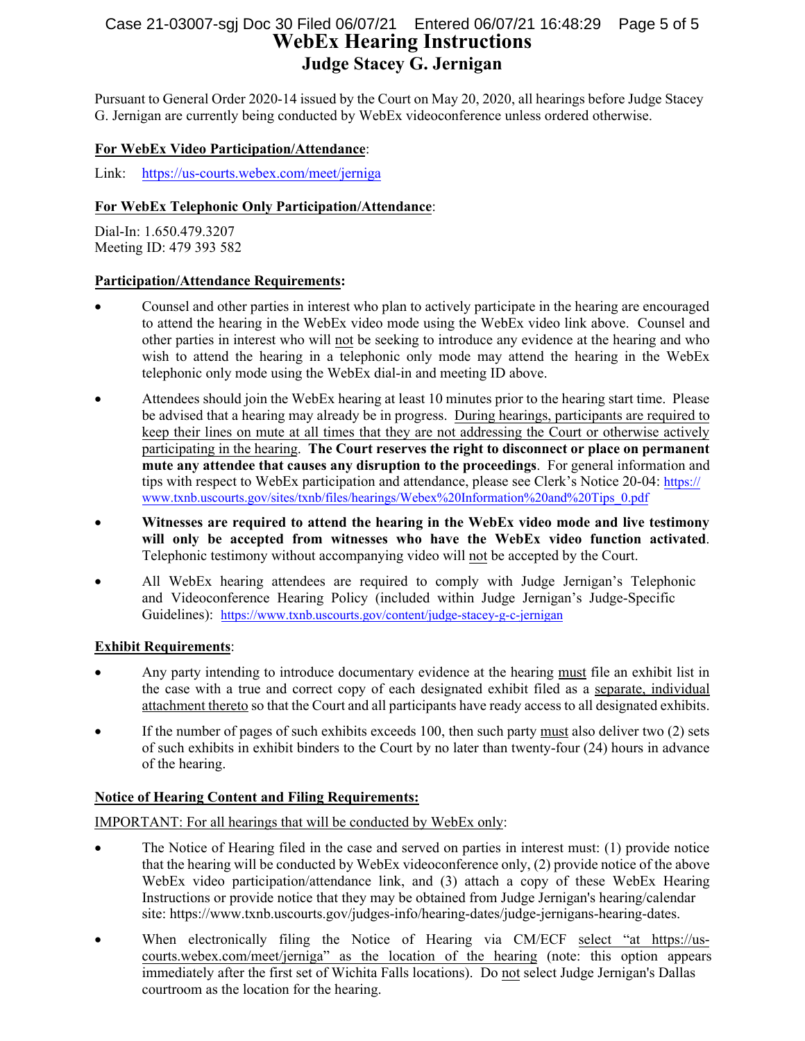# WebEx Hearing Instructions

## Judge Stacey G. Jernigan

Pursuant to General Order 2020-14 issued by the Court on May 20, 2020, all hearings before Judge Stacey G. Jernigan are currently being conducted by WebEx videoconference unless ordered otherwise.

**For WebEx Video Participation/Attendance**:

Link: https://us-courts.webex.com/meet/jerniga

**For WebEx Telephonic Only Participation/Attendance**:

Dial-In: 1.650.479.3207
Meeting ID: 479 393 582

**Participation/Attendance Requirements:**

- Counsel and other parties in interest who plan to actively participate in the hearing are encouraged to attend the hearing in the WebEx video mode using the WebEx video link above. Counsel and other parties in interest who will not be seeking to introduce any evidence at the hearing and who wish to attend the hearing in a telephonic only mode may attend the hearing in the WebEx telephonic only mode using the WebEx dial-in and meeting ID above.
- Attendees should join the WebEx hearing at least 10 minutes prior to the hearing start time. Please be advised that a hearing may already be in progress. During hearings, participants are required to keep their lines on mute at all times that they are not addressing the Court or otherwise actively participating in the hearing. **The Court reserves the right to disconnect or place on permanent mute any attendee that causes any disruption to the proceedings**. For general information and tips with respect to WebEx participation and attendance, please see Clerk's Notice 20-04: https://www.txnb.uscourts.gov/sites/txnb/files/hearings/Webex%20Information%20and%20Tips_0.pdf
- **Witnesses are required to attend the hearing in the WebEx video mode and live testimony will only be accepted from witnesses who have the WebEx video function activated**. Telephonic testimony without accompanying video will not be accepted by the Court.
- All WebEx hearing attendees are required to comply with Judge Jernigan's Telephonic and Videoconference Hearing Policy (included within Judge Jernigan's Judge-Specific Guidelines): https://www.txnb.uscourts.gov/content/judge-stacey-g-c-jernigan

**Exhibit Requirements**:

- Any party intending to introduce documentary evidence at the hearing must file an exhibit list in the case with a true and correct copy of each designated exhibit filed as a separate, individual attachment thereto so that the Court and all participants have ready access to all designated exhibits.
- If the number of pages of such exhibits exceeds 100, then such party must also deliver two (2) sets of such exhibits in exhibit binders to the Court by no later than twenty-four (24) hours in advance of the hearing.

**Notice of Hearing Content and Filing Requirements:**

IMPORTANT: For all hearings that will be conducted by WebEx only:

- The Notice of Hearing filed in the case and served on parties in interest must: (1) provide notice that the hearing will be conducted by WebEx videoconference only, (2) provide notice of the above WebEx video participation/attendance link, and (3) attach a copy of these WebEx Hearing Instructions or provide notice that they may be obtained from Judge Jernigan's hearing/calendar site: https://www.txnb.uscourts.gov/judges-info/hearing-dates/judge-jernigans-hearing-dates.
- When electronically filing the Notice of Hearing via CM/ECF select "at https://us-courts.webex.com/meet/jerniga" as the location of the hearing (note: this option appears immediately after the first set of Wichita Falls locations). Do not select Judge Jernigan's Dallas courtroom as the location for the hearing.